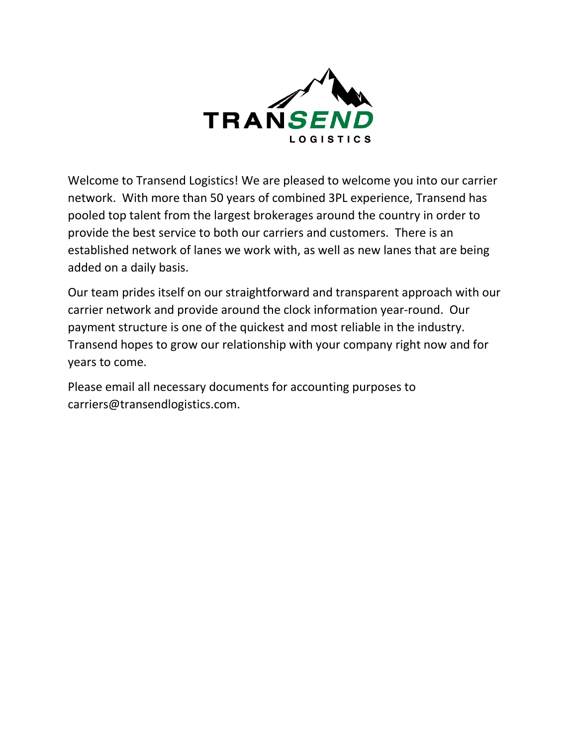TRANSEND LOGISTICS

Welcome to Transend Logistics! We are pleased to welcome you into our carrier network. With more than 50 years of combined 3PL experience, Transend has pooled top talent from the largest brokerages around the country in order to provide the best service to both our carriers and customers. There is an established network of lanes we work with, as well as new lanes that are being added on a daily basis.

Our team prides itself on our straightforward and transparent approach with our carrier network and provide around the clock information year-round. Our payment structure is one of the quickest and most reliable in the industry. Transend hopes to grow our relationship with your company right now and for years to come.

Please email all necessary documents for accounting purposes to carriers@transendlogistics.com.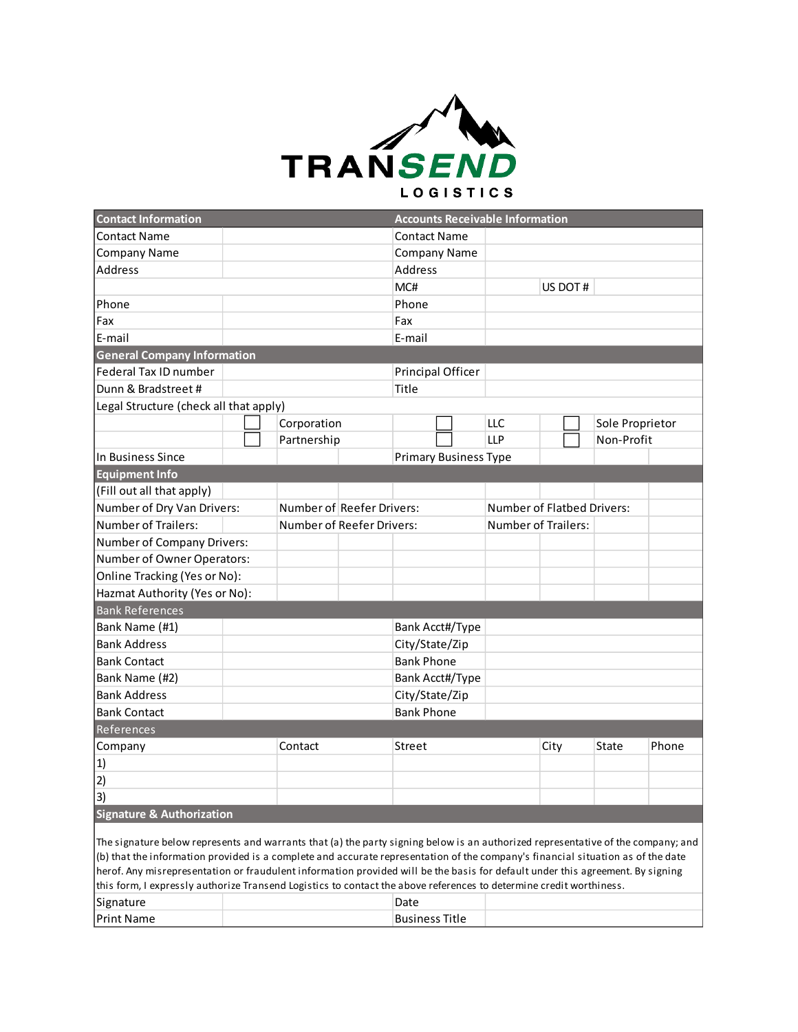**TRANSEND**
**LOGISTICS**

| Contact Information | | Accounts Receivable Information | | | |
|---|---|---|---|---|---|
| Contact Name | | Contact Name | | | |
| Company Name | | Company Name | | | |
| Address | | Address | | | |
| | | MC# | | US DOT # | |
| Phone | | Phone | | | |
| Fax | | Fax | | | |
| E-mail | | E-mail | | | |

| General Company Information | | | | | |
|---|---|---|---|---|---|
| Federal Tax ID number | | Principal Officer | | | |
| Dunn & Bradstreet # | | Title | | | |
| Legal Structure (check all that apply) | | | | | |
| ☐ | Corporation | ☐ | LLC | ☐ | Sole Proprietor |
| ☐ | Partnership | ☐ | LLP | ☐ | Non-Profit |
| In Business Since | | Primary Business Type | | | |

| Equipment Info | | |
|---|---|---|
| (Fill out all that apply) | | |
| Number of Dry Van Drivers: | Number of Reefer Drivers: | Number of Flatbed Drivers: |
| Number of Trailers: | Number of Reefer Drivers: | Number of Trailers: |
| Number of Company Drivers: | | |
| Number of Owner Operators: | | |
| Online Tracking (Yes or No): | | |
| Hazmat Authority (Yes or No): | | |

| Bank References | | | |
|---|---|---|---|
| Bank Name (#1) | | Bank Acct#/Type | |
| Bank Address | | City/State/Zip | |
| Bank Contact | | Bank Phone | |
| Bank Name (#2) | | Bank Acct#/Type | |
| Bank Address | | City/State/Zip | |
| Bank Contact | | Bank Phone | |

| References | | | | | |
|---|---|---|---|---|---|
| Company | Contact | Street | City | State | Phone |
| 1) | | | | | |
| 2) | | | | | |
| 3) | | | | | |

**Signature & Authorization**

The signature below represents and warrants that (a) the party signing below is an authorized representative of the company; and (b) that the information provided is a complete and accurate representation of the company's financial situation as of the date herof. Any misrepresentation or fraudulent information provided will be the basis for default under this agreement. By signing this form, I expressly authorize Transend Logistics to contact the above references to determine credit worthiness.

| | | | |
|---|---|---|---|
| Signature | | Date | |
| Print Name | | Business Title | |